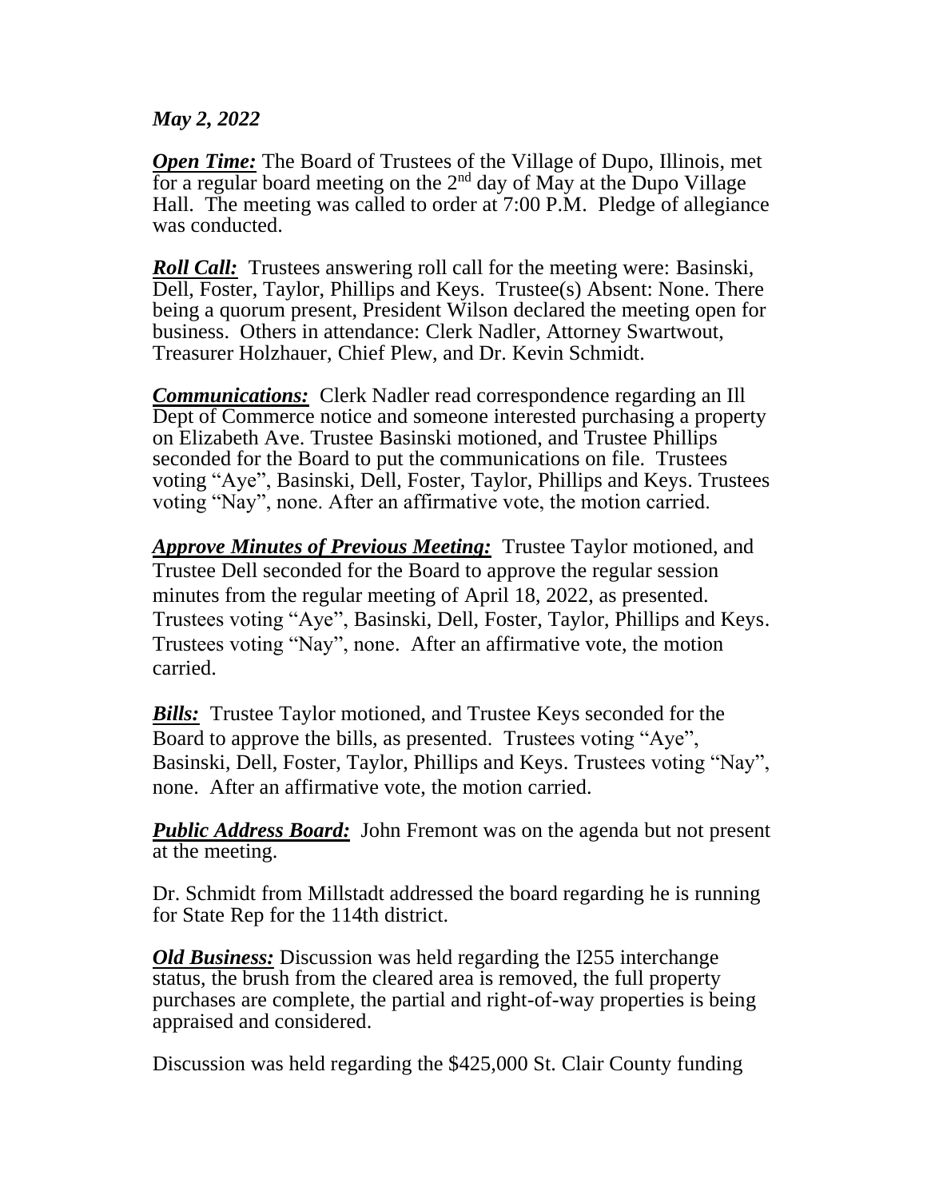***May 2, 2022***

***Open Time:*** The Board of Trustees of the Village of Dupo, Illinois, met for a regular board meeting on the 2nd day of May at the Dupo Village Hall. The meeting was called to order at 7:00 P.M. Pledge of allegiance was conducted.

***Roll Call:*** Trustees answering roll call for the meeting were: Basinski, Dell, Foster, Taylor, Phillips and Keys. Trustee(s) Absent: None. There being a quorum present, President Wilson declared the meeting open for business. Others in attendance: Clerk Nadler, Attorney Swartwout, Treasurer Holzhauer, Chief Plew, and Dr. Kevin Schmidt.

***Communications:*** Clerk Nadler read correspondence regarding an Ill Dept of Commerce notice and someone interested purchasing a property on Elizabeth Ave. Trustee Basinski motioned, and Trustee Phillips seconded for the Board to put the communications on file. Trustees voting "Aye", Basinski, Dell, Foster, Taylor, Phillips and Keys. Trustees voting "Nay", none. After an affirmative vote, the motion carried.

***Approve Minutes of Previous Meeting:*** Trustee Taylor motioned, and Trustee Dell seconded for the Board to approve the regular session minutes from the regular meeting of April 18, 2022, as presented. Trustees voting "Aye", Basinski, Dell, Foster, Taylor, Phillips and Keys. Trustees voting "Nay", none. After an affirmative vote, the motion carried.

***Bills:*** Trustee Taylor motioned, and Trustee Keys seconded for the Board to approve the bills, as presented. Trustees voting "Aye", Basinski, Dell, Foster, Taylor, Phillips and Keys. Trustees voting "Nay", none. After an affirmative vote, the motion carried.

***Public Address Board:*** John Fremont was on the agenda but not present at the meeting.

Dr. Schmidt from Millstadt addressed the board regarding he is running for State Rep for the 114th district.

***Old Business:*** Discussion was held regarding the I255 interchange status, the brush from the cleared area is removed, the full property purchases are complete, the partial and right-of-way properties is being appraised and considered.

Discussion was held regarding the $425,000 St. Clair County funding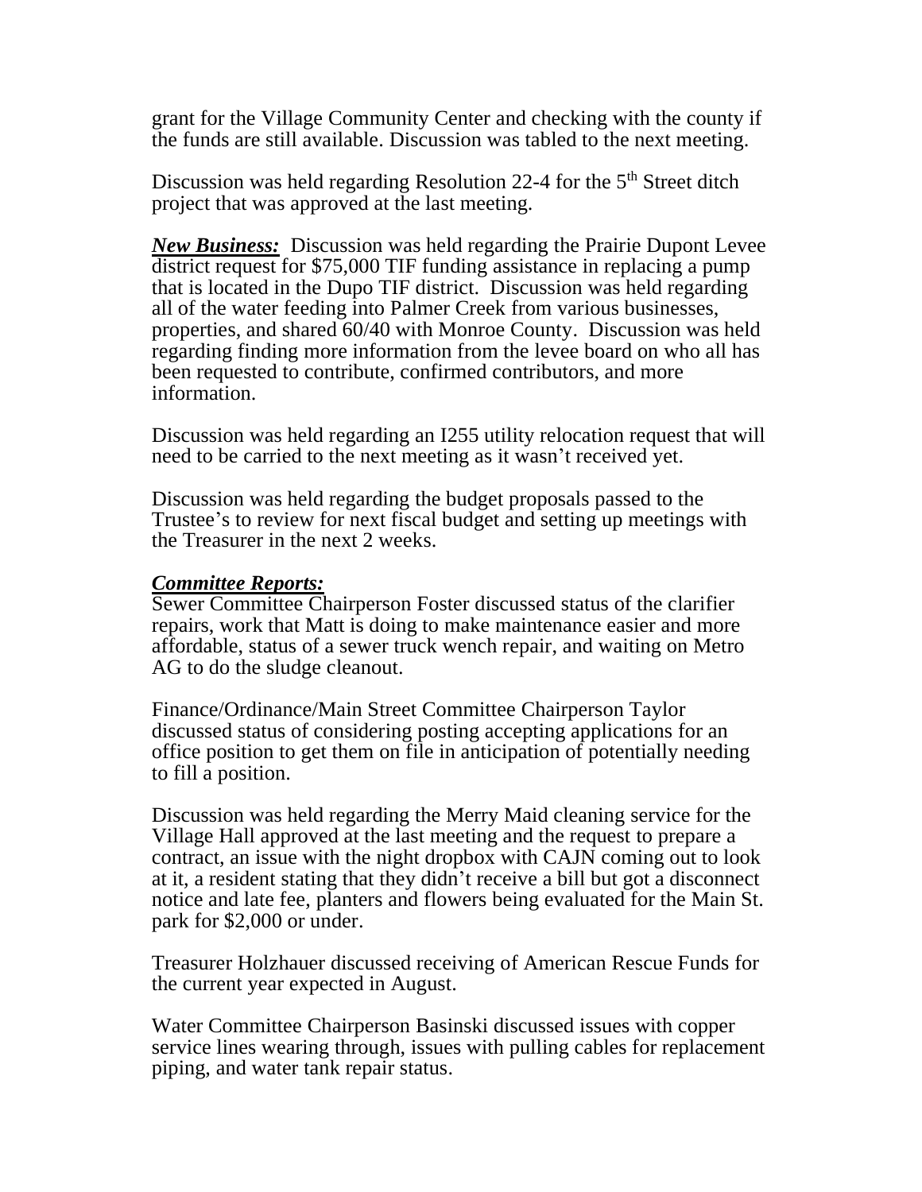grant for the Village Community Center and checking with the county if the funds are still available. Discussion was tabled to the next meeting.

Discussion was held regarding Resolution 22-4 for the 5th Street ditch project that was approved at the last meeting.

***New Business:*** Discussion was held regarding the Prairie Dupont Levee district request for $75,000 TIF funding assistance in replacing a pump that is located in the Dupo TIF district. Discussion was held regarding all of the water feeding into Palmer Creek from various businesses, properties, and shared 60/40 with Monroe County. Discussion was held regarding finding more information from the levee board on who all has been requested to contribute, confirmed contributors, and more information.

Discussion was held regarding an I255 utility relocation request that will need to be carried to the next meeting as it wasn't received yet.

Discussion was held regarding the budget proposals passed to the Trustee's to review for next fiscal budget and setting up meetings with the Treasurer in the next 2 weeks.

***Committee Reports:***
Sewer Committee Chairperson Foster discussed status of the clarifier repairs, work that Matt is doing to make maintenance easier and more affordable, status of a sewer truck wench repair, and waiting on Metro AG to do the sludge cleanout.

Finance/Ordinance/Main Street Committee Chairperson Taylor discussed status of considering posting accepting applications for an office position to get them on file in anticipation of potentially needing to fill a position.

Discussion was held regarding the Merry Maid cleaning service for the Village Hall approved at the last meeting and the request to prepare a contract, an issue with the night dropbox with CAJN coming out to look at it, a resident stating that they didn't receive a bill but got a disconnect notice and late fee, planters and flowers being evaluated for the Main St. park for $2,000 or under.

Treasurer Holzhauer discussed receiving of American Rescue Funds for the current year expected in August.

Water Committee Chairperson Basinski discussed issues with copper service lines wearing through, issues with pulling cables for replacement piping, and water tank repair status.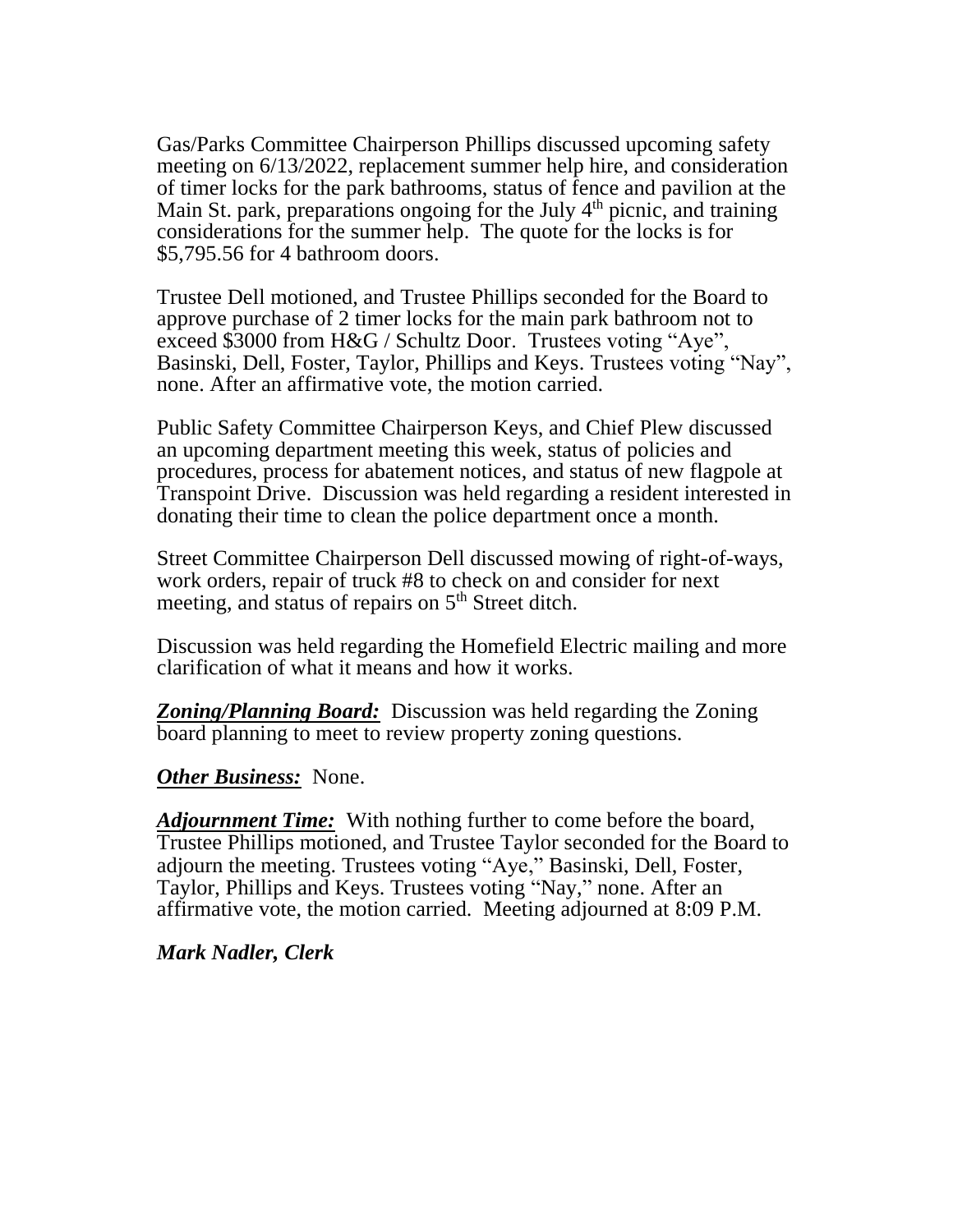Gas/Parks Committee Chairperson Phillips discussed upcoming safety meeting on 6/13/2022, replacement summer help hire, and consideration of timer locks for the park bathrooms, status of fence and pavilion at the Main St. park, preparations ongoing for the July 4th picnic, and training considerations for the summer help. The quote for the locks is for $5,795.56 for 4 bathroom doors.

Trustee Dell motioned, and Trustee Phillips seconded for the Board to approve purchase of 2 timer locks for the main park bathroom not to exceed $3000 from H&G / Schultz Door. Trustees voting "Aye", Basinski, Dell, Foster, Taylor, Phillips and Keys. Trustees voting "Nay", none. After an affirmative vote, the motion carried.

Public Safety Committee Chairperson Keys, and Chief Plew discussed an upcoming department meeting this week, status of policies and procedures, process for abatement notices, and status of new flagpole at Transpoint Drive. Discussion was held regarding a resident interested in donating their time to clean the police department once a month.

Street Committee Chairperson Dell discussed mowing of right-of-ways, work orders, repair of truck #8 to check on and consider for next meeting, and status of repairs on 5th Street ditch.

Discussion was held regarding the Homefield Electric mailing and more clarification of what it means and how it works.

***Zoning/Planning Board:*** Discussion was held regarding the Zoning board planning to meet to review property zoning questions.

***Other Business:*** None.

***Adjournment Time:*** With nothing further to come before the board, Trustee Phillips motioned, and Trustee Taylor seconded for the Board to adjourn the meeting. Trustees voting "Aye," Basinski, Dell, Foster, Taylor, Phillips and Keys. Trustees voting "Nay," none. After an affirmative vote, the motion carried. Meeting adjourned at 8:09 P.M.

***Mark Nadler, Clerk***